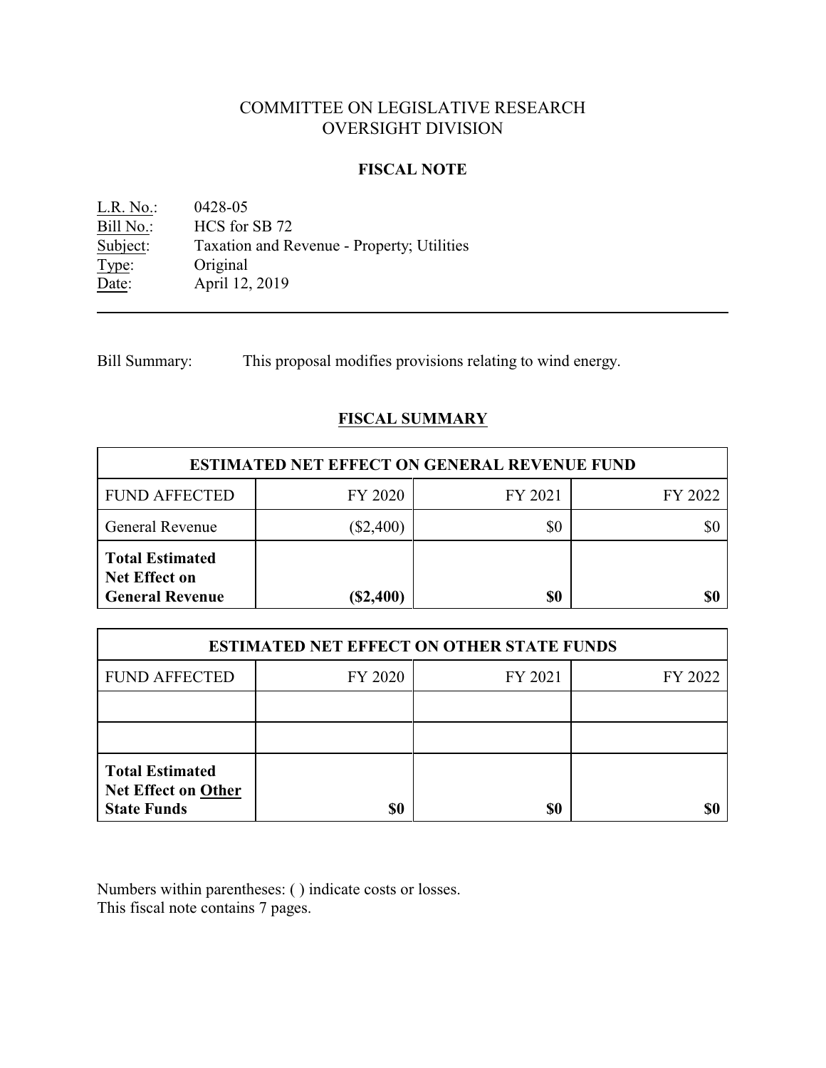# COMMITTEE ON LEGISLATIVE RESEARCH
# OVERSIGHT DIVISION

## FISCAL NOTE

L.R. No.: 0428-05
Bill No.: HCS for SB 72
Subject: Taxation and Revenue - Property; Utilities
Type: Original
Date: April 12, 2019

---

Bill Summary: This proposal modifies provisions relating to wind energy.

## FISCAL SUMMARY

| ESTIMATED NET EFFECT ON GENERAL REVENUE FUND | | | |
|---|---|---|---|
| FUND AFFECTED | FY 2020 | FY 2021 | FY 2022 |
| General Revenue | ($2,400) | $0 | $0 |
| **Total Estimated Net Effect on General Revenue** | **($2,400)** | **$0** | **$0** |

| ESTIMATED NET EFFECT ON OTHER STATE FUNDS | | | |
|---|---|---|---|
| FUND AFFECTED | FY 2020 | FY 2021 | FY 2022 |
| | | | |
| | | | |
| **Total Estimated Net Effect on Other State Funds** | **$0** | **$0** | **$0** |

Numbers within parentheses: ( ) indicate costs or losses.
This fiscal note contains 7 pages.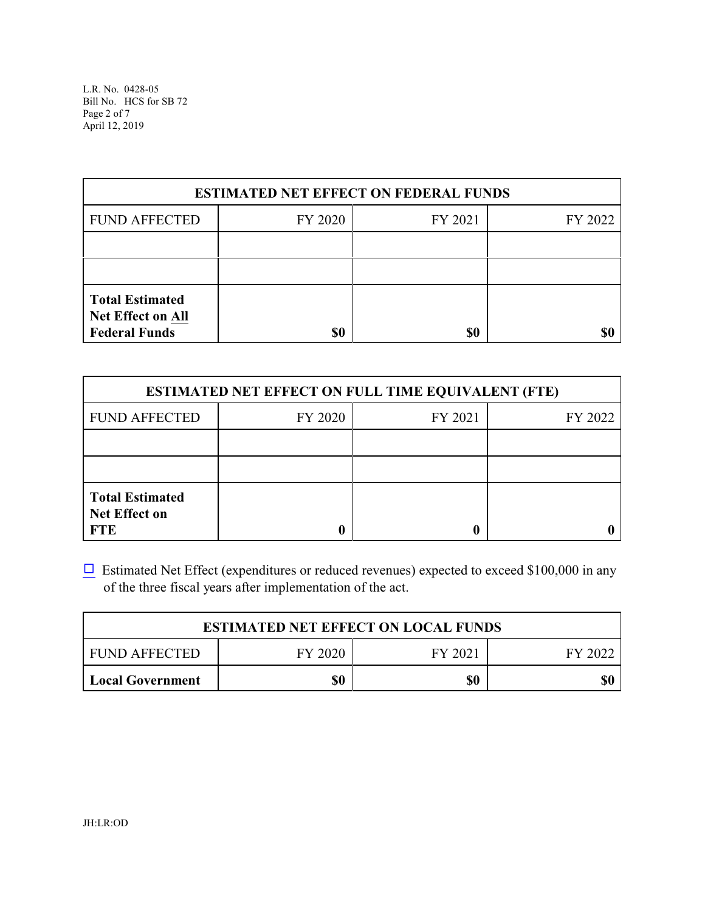| ESTIMATED NET EFFECT ON FEDERAL FUNDS | | | |
|---|---|---|---|
| FUND AFFECTED | FY 2020 | FY 2021 | FY 2022 |
| | | | |
| | | | |
| **Total Estimated Net Effect on All Federal Funds** | **$0** | **$0** | **$0** |

| ESTIMATED NET EFFECT ON FULL TIME EQUIVALENT (FTE) | | | |
|---|---|---|---|
| FUND AFFECTED | FY 2020 | FY 2021 | FY 2022 |
| | | | |
| | | | |
| **Total Estimated Net Effect on FTE** | **0** | **0** | **0** |

☐ Estimated Net Effect (expenditures or reduced revenues) expected to exceed $100,000 in any of the three fiscal years after implementation of the act.

| ESTIMATED NET EFFECT ON LOCAL FUNDS | | | |
|---|---|---|---|
| FUND AFFECTED | FY 2020 | FY 2021 | FY 2022 |
| **Local Government** | **$0** | **$0** | **$0** |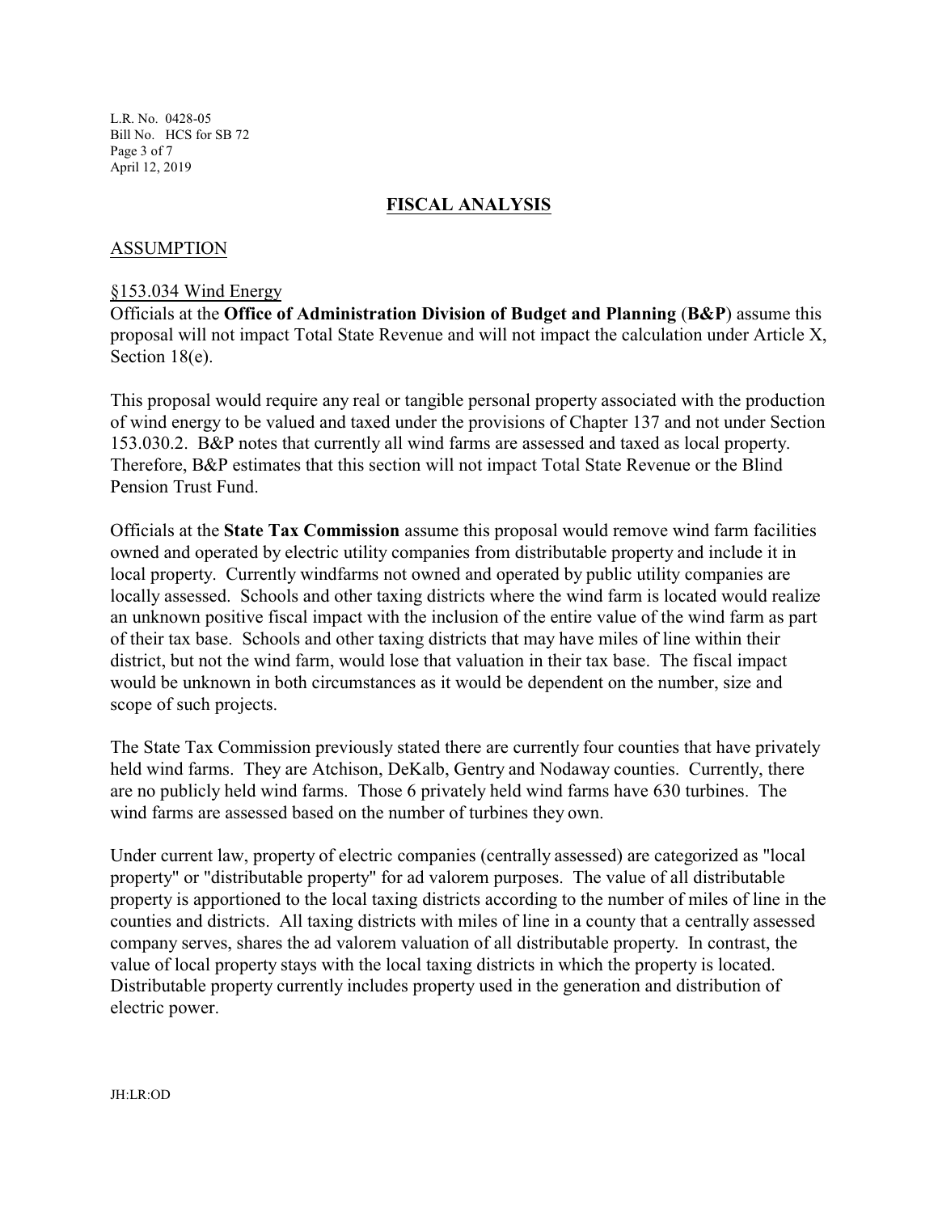## FISCAL ANALYSIS

### ASSUMPTION

§153.034 Wind Energy

Officials at the **Office of Administration Division of Budget and Planning** (**B&P**) assume this proposal will not impact Total State Revenue and will not impact the calculation under Article X, Section 18(e).

This proposal would require any real or tangible personal property associated with the production of wind energy to be valued and taxed under the provisions of Chapter 137 and not under Section 153.030.2. B&P notes that currently all wind farms are assessed and taxed as local property. Therefore, B&P estimates that this section will not impact Total State Revenue or the Blind Pension Trust Fund.

Officials at the **State Tax Commission** assume this proposal would remove wind farm facilities owned and operated by electric utility companies from distributable property and include it in local property. Currently windfarms not owned and operated by public utility companies are locally assessed. Schools and other taxing districts where the wind farm is located would realize an unknown positive fiscal impact with the inclusion of the entire value of the wind farm as part of their tax base. Schools and other taxing districts that may have miles of line within their district, but not the wind farm, would lose that valuation in their tax base. The fiscal impact would be unknown in both circumstances as it would be dependent on the number, size and scope of such projects.

The State Tax Commission previously stated there are currently four counties that have privately held wind farms. They are Atchison, DeKalb, Gentry and Nodaway counties. Currently, there are no publicly held wind farms. Those 6 privately held wind farms have 630 turbines. The wind farms are assessed based on the number of turbines they own.

Under current law, property of electric companies (centrally assessed) are categorized as "local property" or "distributable property" for ad valorem purposes. The value of all distributable property is apportioned to the local taxing districts according to the number of miles of line in the counties and districts. All taxing districts with miles of line in a county that a centrally assessed company serves, shares the ad valorem valuation of all distributable property. In contrast, the value of local property stays with the local taxing districts in which the property is located. Distributable property currently includes property used in the generation and distribution of electric power.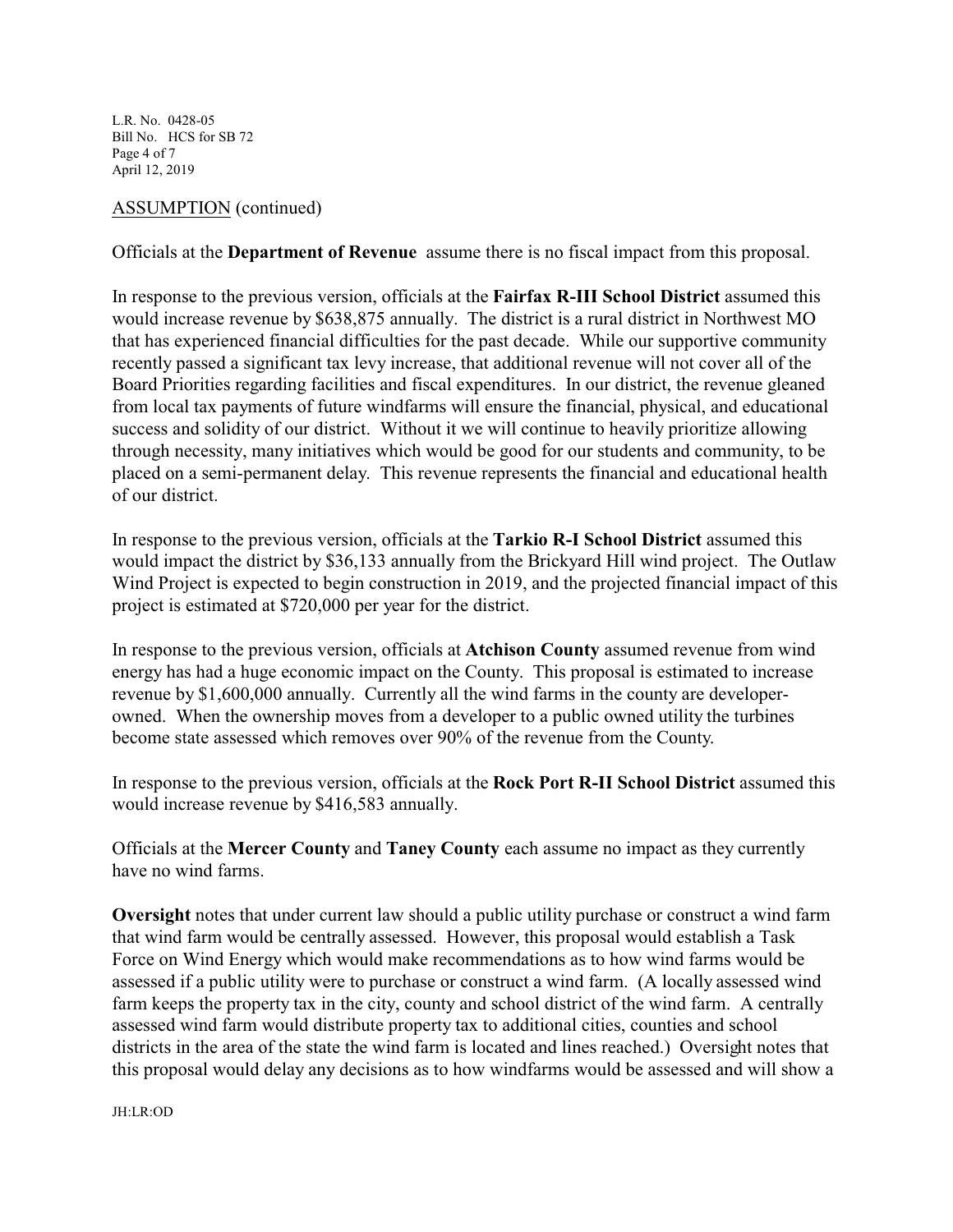ASSUMPTION (continued)

Officials at the **Department of Revenue** assume there is no fiscal impact from this proposal.

In response to the previous version, officials at the **Fairfax R-III School District** assumed this would increase revenue by $638,875 annually. The district is a rural district in Northwest MO that has experienced financial difficulties for the past decade. While our supportive community recently passed a significant tax levy increase, that additional revenue will not cover all of the Board Priorities regarding facilities and fiscal expenditures. In our district, the revenue gleaned from local tax payments of future windfarms will ensure the financial, physical, and educational success and solidity of our district. Without it we will continue to heavily prioritize allowing through necessity, many initiatives which would be good for our students and community, to be placed on a semi-permanent delay. This revenue represents the financial and educational health of our district.

In response to the previous version, officials at the **Tarkio R-I School District** assumed this would impact the district by $36,133 annually from the Brickyard Hill wind project. The Outlaw Wind Project is expected to begin construction in 2019, and the projected financial impact of this project is estimated at $720,000 per year for the district.

In response to the previous version, officials at **Atchison County** assumed revenue from wind energy has had a huge economic impact on the County. This proposal is estimated to increase revenue by $1,600,000 annually. Currently all the wind farms in the county are developer-owned. When the ownership moves from a developer to a public owned utility the turbines become state assessed which removes over 90% of the revenue from the County.

In response to the previous version, officials at the **Rock Port R-II School District** assumed this would increase revenue by $416,583 annually.

Officials at the **Mercer County** and **Taney County** each assume no impact as they currently have no wind farms.

**Oversight** notes that under current law should a public utility purchase or construct a wind farm that wind farm would be centrally assessed. However, this proposal would establish a Task Force on Wind Energy which would make recommendations as to how wind farms would be assessed if a public utility were to purchase or construct a wind farm. (A locally assessed wind farm keeps the property tax in the city, county and school district of the wind farm. A centrally assessed wind farm would distribute property tax to additional cities, counties and school districts in the area of the state the wind farm is located and lines reached.) Oversight notes that this proposal would delay any decisions as to how windfarms would be assessed and will show a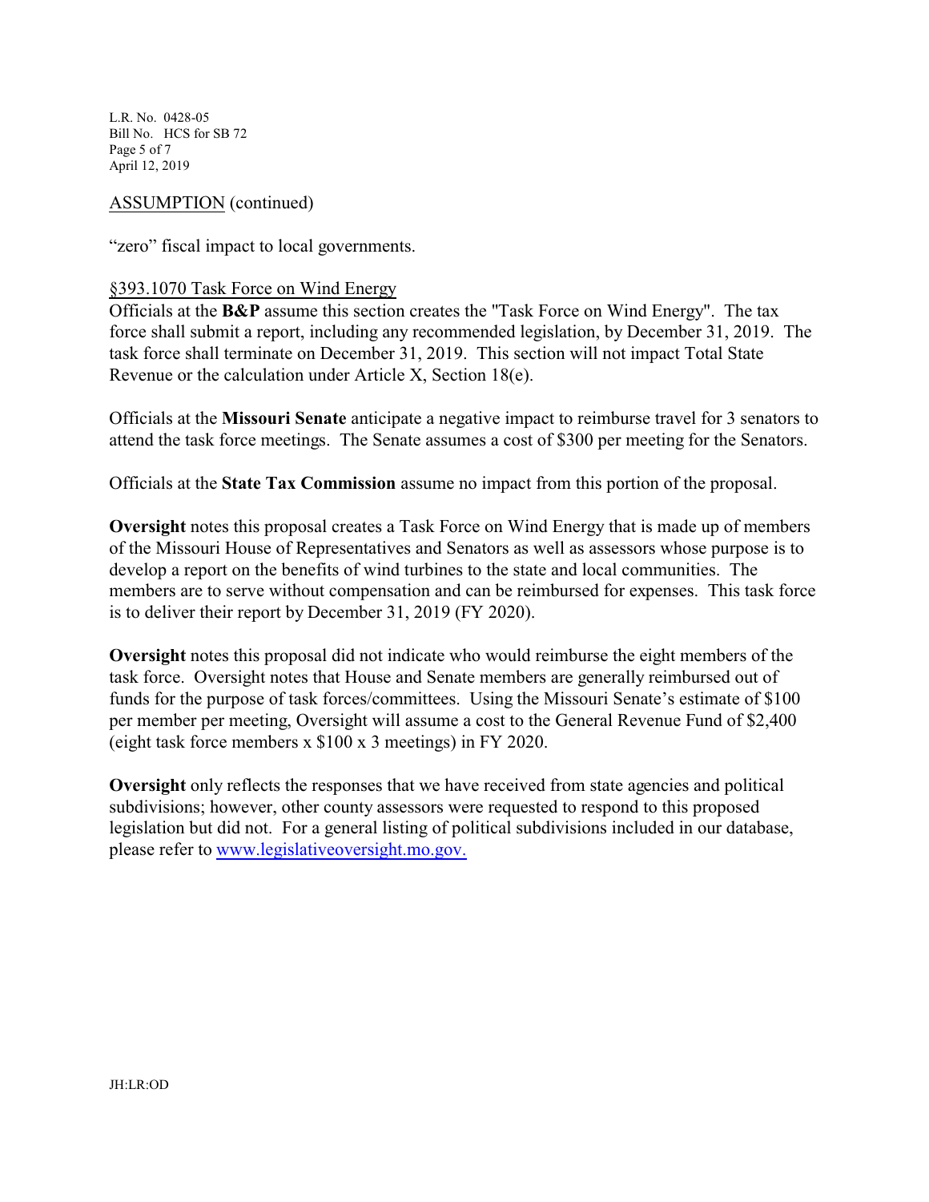ASSUMPTION (continued)

"zero" fiscal impact to local governments.

§393.1070 Task Force on Wind Energy

Officials at the **B&P** assume this section creates the "Task Force on Wind Energy". The tax force shall submit a report, including any recommended legislation, by December 31, 2019. The task force shall terminate on December 31, 2019. This section will not impact Total State Revenue or the calculation under Article X, Section 18(e).

Officials at the **Missouri Senate** anticipate a negative impact to reimburse travel for 3 senators to attend the task force meetings. The Senate assumes a cost of $300 per meeting for the Senators.

Officials at the **State Tax Commission** assume no impact from this portion of the proposal.

**Oversight** notes this proposal creates a Task Force on Wind Energy that is made up of members of the Missouri House of Representatives and Senators as well as assessors whose purpose is to develop a report on the benefits of wind turbines to the state and local communities. The members are to serve without compensation and can be reimbursed for expenses. This task force is to deliver their report by December 31, 2019 (FY 2020).

**Oversight** notes this proposal did not indicate who would reimburse the eight members of the task force. Oversight notes that House and Senate members are generally reimbursed out of funds for the purpose of task forces/committees. Using the Missouri Senate's estimate of $100 per member per meeting, Oversight will assume a cost to the General Revenue Fund of $2,400 (eight task force members x $100 x 3 meetings) in FY 2020.

**Oversight** only reflects the responses that we have received from state agencies and political subdivisions; however, other county assessors were requested to respond to this proposed legislation but did not. For a general listing of political subdivisions included in our database, please refer to www.legislativeoversight.mo.gov.

JH:LR:OD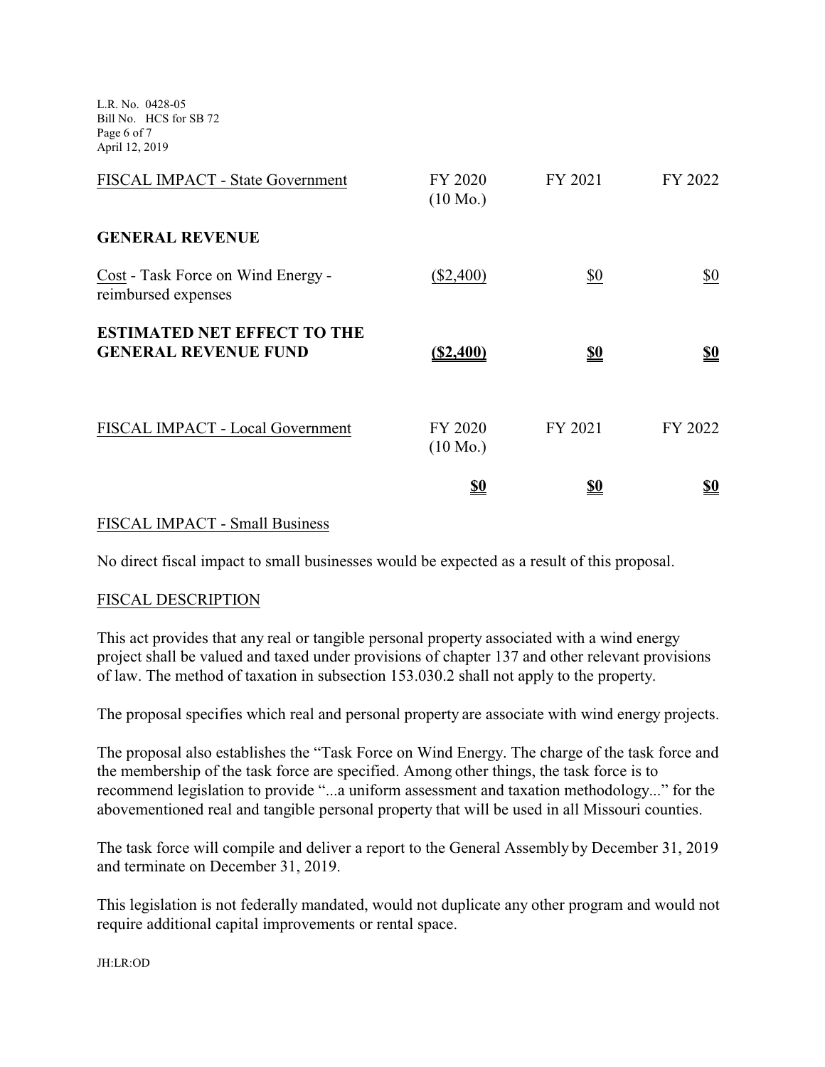| FISCAL IMPACT - State Government | FY 2020 (10 Mo.) | FY 2021 | FY 2022 |
|---|---|---|---|
| **GENERAL REVENUE** | | | |
| Cost - Task Force on Wind Energy - reimbursed expenses | ($2,400) | $0 | $0 |
| **ESTIMATED NET EFFECT TO THE GENERAL REVENUE FUND** | **($2,400)** | **$0** | **$0** |

| FISCAL IMPACT - Local Government | FY 2020 (10 Mo.) | FY 2021 | FY 2022 |
|---|---|---|---|
| | **$0** | **$0** | **$0** |

FISCAL IMPACT - Small Business

No direct fiscal impact to small businesses would be expected as a result of this proposal.

FISCAL DESCRIPTION

This act provides that any real or tangible personal property associated with a wind energy project shall be valued and taxed under provisions of chapter 137 and other relevant provisions of law. The method of taxation in subsection 153.030.2 shall not apply to the property.

The proposal specifies which real and personal property are associate with wind energy projects.

The proposal also establishes the "Task Force on Wind Energy. The charge of the task force and the membership of the task force are specified. Among other things, the task force is to recommend legislation to provide "...a uniform assessment and taxation methodology..." for the abovementioned real and tangible personal property that will be used in all Missouri counties.

The task force will compile and deliver a report to the General Assembly by December 31, 2019 and terminate on December 31, 2019.

This legislation is not federally mandated, would not duplicate any other program and would not require additional capital improvements or rental space.

JH:LR:OD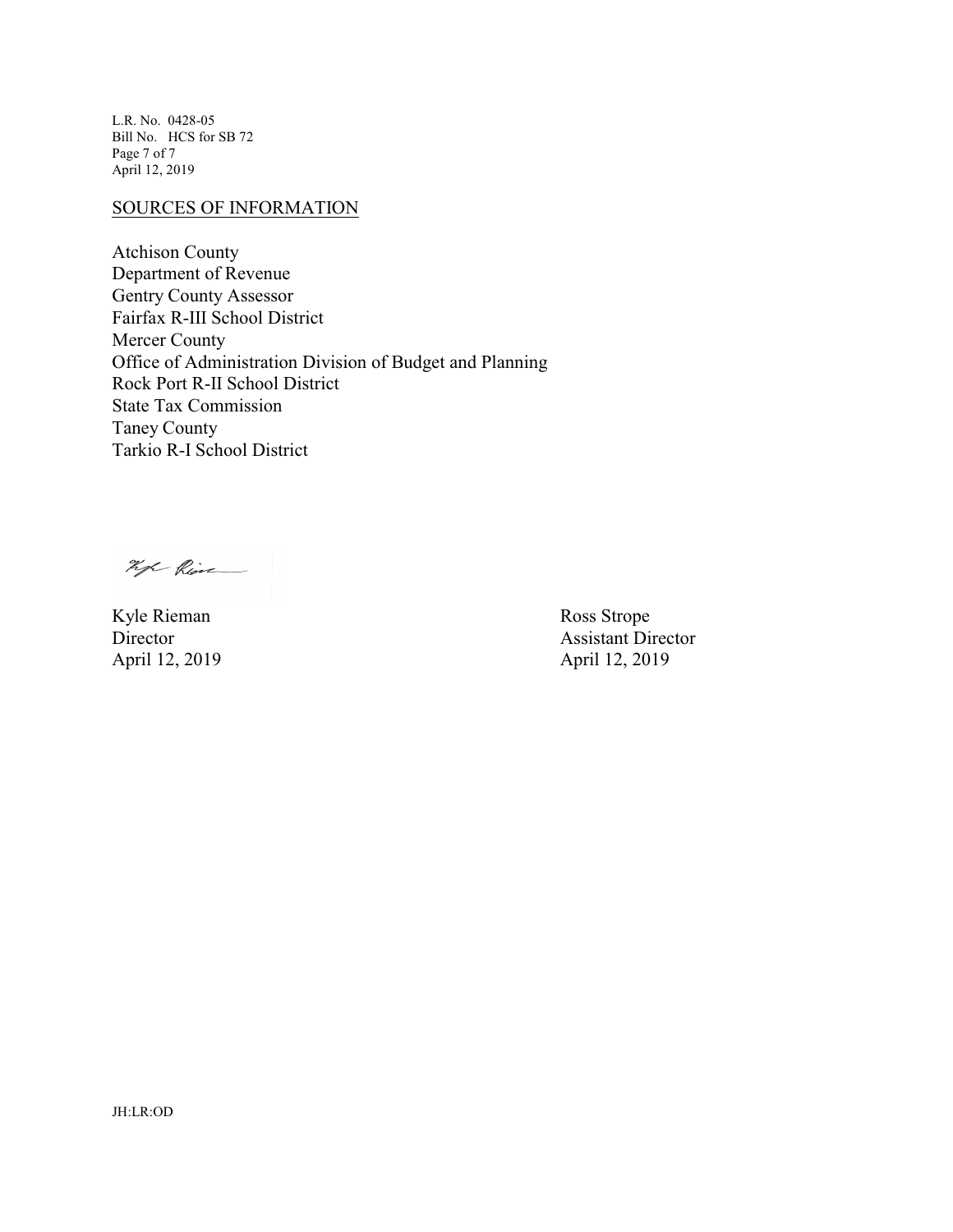## SOURCES OF INFORMATION

Atchison County
Department of Revenue
Gentry County Assessor
Fairfax R-III School District
Mercer County
Office of Administration Division of Budget and Planning
Rock Port R-II School District
State Tax Commission
Taney County
Tarkio R-I School District

| | |
|---|---|
| Kyle Rieman | Ross Strope |
| Director | Assistant Director |
| April 12, 2019 | April 12, 2019 |

JH:LR:OD